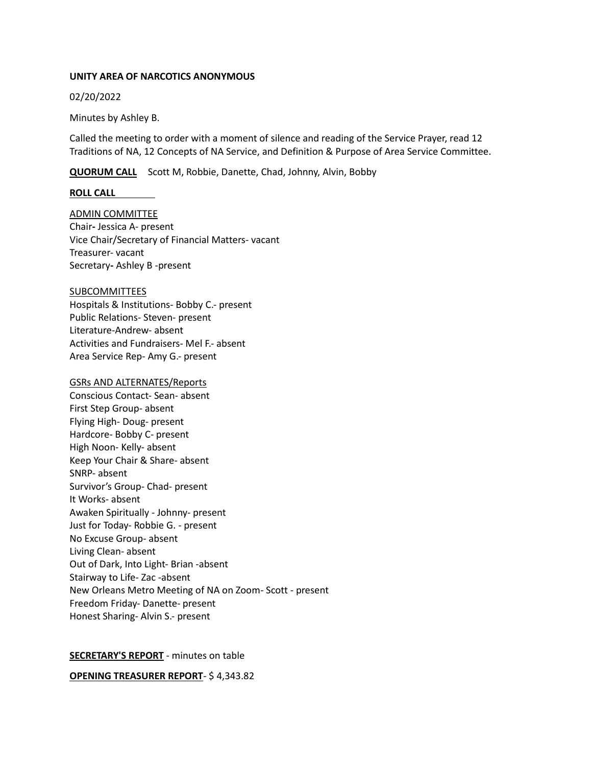**UNITY AREA OF NARCOTICS ANONYMOUS**

02/20/2022

Minutes by Ashley B.

Called the meeting to order with a moment of silence and reading of the Service Prayer, read 12 Traditions of NA, 12 Concepts of NA Service, and Definition & Purpose of Area Service Committee.

**QUORUM CALL** Scott M, Robbie, Danette, Chad, Johnny, Alvin, Bobby

**ROLL CALL**

ADMIN COMMITTEE
Chair**-** Jessica A- present
Vice Chair/Secretary of Financial Matters- vacant
Treasurer- vacant
Secretary**-** Ashley B -present

SUBCOMMITTEES
Hospitals & Institutions- Bobby C.- present
Public Relations- Steven- present
Literature-Andrew- absent
Activities and Fundraisers- Mel F.- absent
Area Service Rep- Amy G.- present

GSRs AND ALTERNATES/Reports
Conscious Contact- Sean- absent
First Step Group- absent
Flying High- Doug- present
Hardcore- Bobby C- present
High Noon- Kelly- absent
Keep Your Chair & Share- absent
SNRP- absent
Survivor's Group- Chad- present
It Works- absent
Awaken Spiritually - Johnny- present
Just for Today- Robbie G. - present
No Excuse Group- absent
Living Clean- absent
Out of Dark, Into Light- Brian -absent
Stairway to Life- Zac -absent
New Orleans Metro Meeting of NA on Zoom- Scott - present
Freedom Friday- Danette- present
Honest Sharing- Alvin S.- present

**SECRETARY'S REPORT** - minutes on table

**OPENING TREASURER REPORT**- $ 4,343.82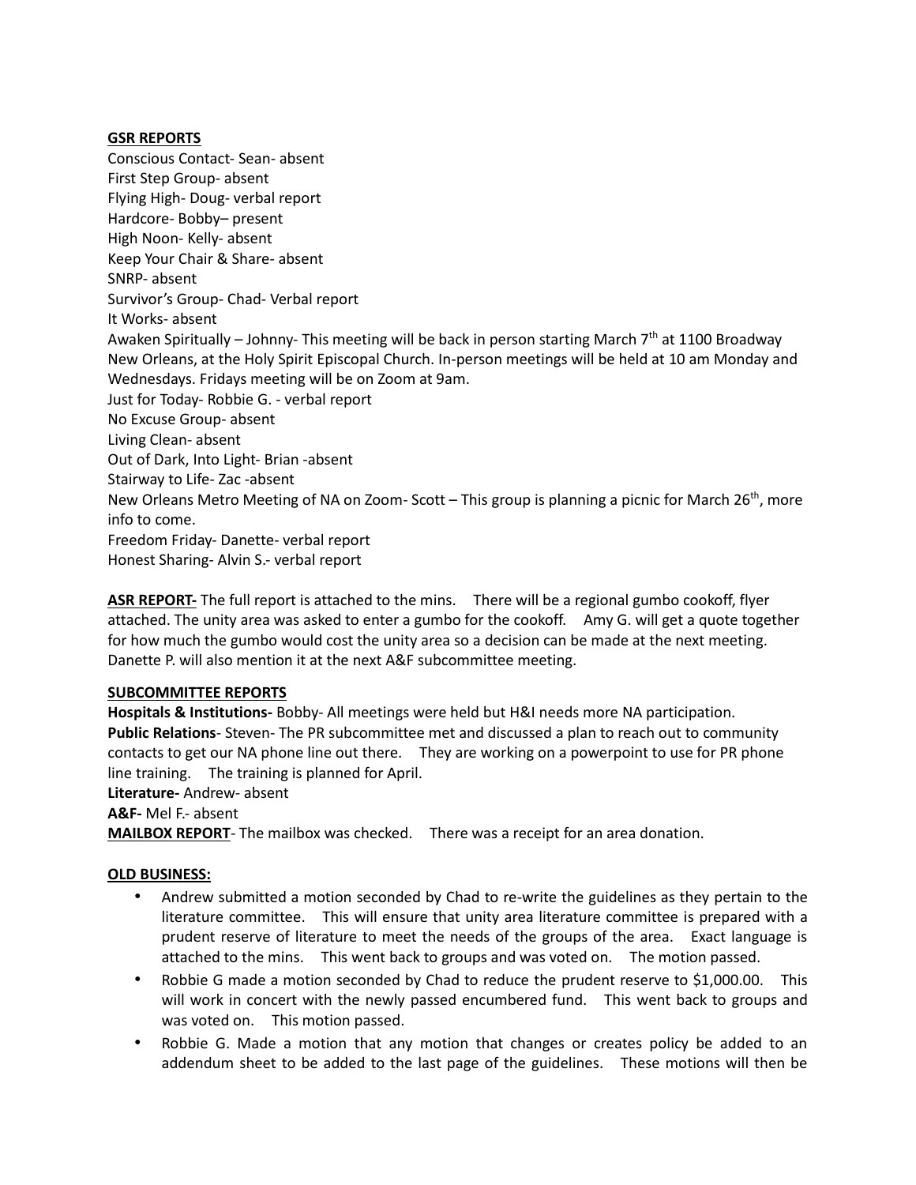**GSR REPORTS**

Conscious Contact- Sean- absent
First Step Group- absent
Flying High- Doug- verbal report
Hardcore- Bobby– present
High Noon- Kelly- absent
Keep Your Chair & Share- absent
SNRP- absent
Survivor's Group- Chad- Verbal report
It Works- absent
Awaken Spiritually – Johnny- This meeting will be back in person starting March 7th at 1100 Broadway New Orleans, at the Holy Spirit Episcopal Church. In-person meetings will be held at 10 am Monday and Wednesdays. Fridays meeting will be on Zoom at 9am.
Just for Today- Robbie G. - verbal report
No Excuse Group- absent
Living Clean- absent
Out of Dark, Into Light- Brian -absent
Stairway to Life- Zac -absent
New Orleans Metro Meeting of NA on Zoom- Scott – This group is planning a picnic for March 26th, more info to come.
Freedom Friday- Danette- verbal report
Honest Sharing- Alvin S.- verbal report

**ASR REPORT-** The full report is attached to the mins. There will be a regional gumbo cookoff, flyer attached. The unity area was asked to enter a gumbo for the cookoff. Amy G. will get a quote together for how much the gumbo would cost the unity area so a decision can be made at the next meeting. Danette P. will also mention it at the next A&F subcommittee meeting.

**SUBCOMMITTEE REPORTS**

**Hospitals & Institutions-** Bobby- All meetings were held but H&I needs more NA participation.
**Public Relations**- Steven- The PR subcommittee met and discussed a plan to reach out to community contacts to get our NA phone line out there. They are working on a powerpoint to use for PR phone line training. The training is planned for April.
**Literature-** Andrew- absent
**A&F-** Mel F.- absent
**MAILBOX REPORT**- The mailbox was checked. There was a receipt for an area donation.

**OLD BUSINESS:**

- Andrew submitted a motion seconded by Chad to re-write the guidelines as they pertain to the literature committee. This will ensure that unity area literature committee is prepared with a prudent reserve of literature to meet the needs of the groups of the area. Exact language is attached to the mins. This went back to groups and was voted on. The motion passed.
- Robbie G made a motion seconded by Chad to reduce the prudent reserve to $1,000.00. This will work in concert with the newly passed encumbered fund. This went back to groups and was voted on. This motion passed.
- Robbie G. Made a motion that any motion that changes or creates policy be added to an addendum sheet to be added to the last page of the guidelines. These motions will then be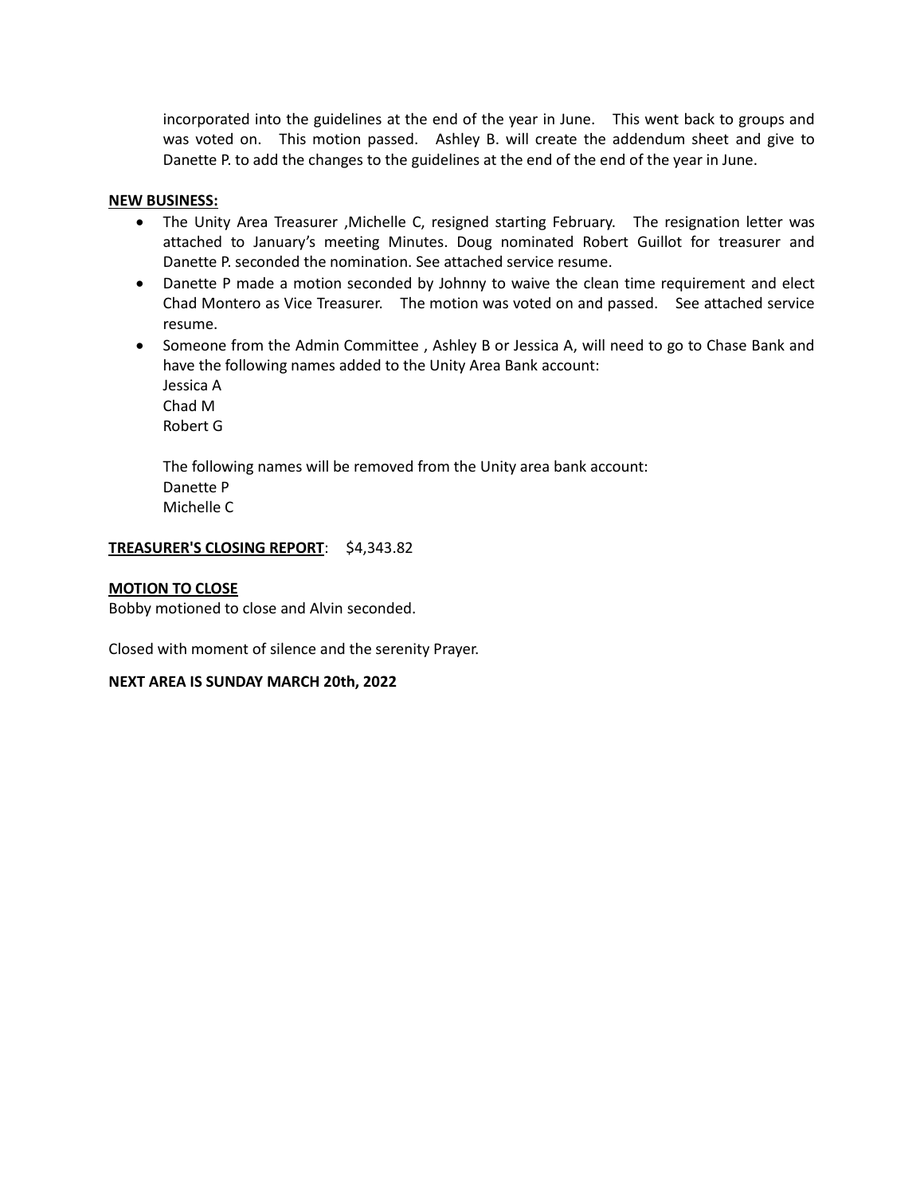incorporated into the guidelines at the end of the year in June. This went back to groups and was voted on. This motion passed. Ashley B. will create the addendum sheet and give to Danette P. to add the changes to the guidelines at the end of the end of the year in June.

**NEW BUSINESS:**

- The Unity Area Treasurer ,Michelle C, resigned starting February. The resignation letter was attached to January's meeting Minutes. Doug nominated Robert Guillot for treasurer and Danette P. seconded the nomination. See attached service resume.
- Danette P made a motion seconded by Johnny to waive the clean time requirement and elect Chad Montero as Vice Treasurer. The motion was voted on and passed. See attached service resume.
- Someone from the Admin Committee , Ashley B or Jessica A, will need to go to Chase Bank and have the following names added to the Unity Area Bank account:
  Jessica A
  Chad M
  Robert G

  The following names will be removed from the Unity area bank account:
  Danette P
  Michelle C

**TREASURER'S CLOSING REPORT**: $4,343.82

**MOTION TO CLOSE**

Bobby motioned to close and Alvin seconded.

Closed with moment of silence and the serenity Prayer.

**NEXT AREA IS SUNDAY MARCH 20th, 2022**